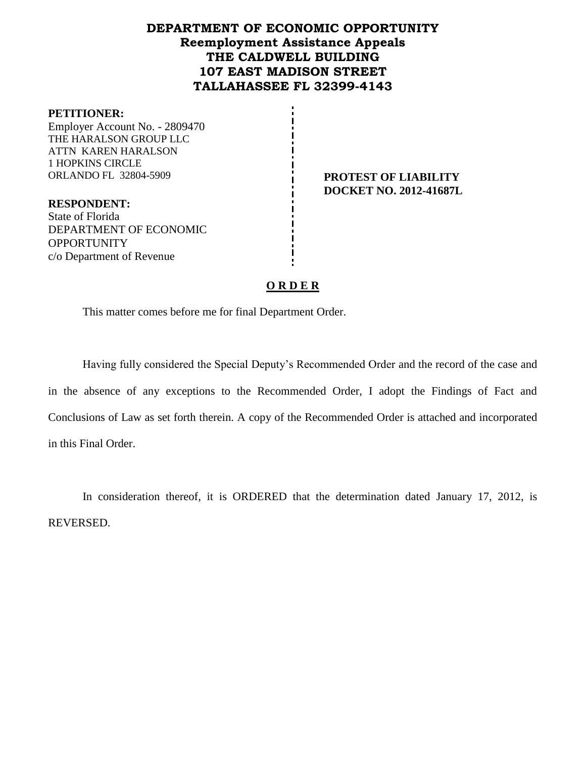# DEPARTMENT OF ECONOMIC OPPORTUNITY
## Reemployment Assistance Appeals
## THE CALDWELL BUILDING
## 107 EAST MADISON STREET
## TALLAHASSEE FL 32399-4143

**PETITIONER:**
Employer Account No. - 2809470
THE HARALSON GROUP LLC
ATTN KAREN HARALSON
1 HOPKINS CIRCLE
ORLANDO FL 32804-5909

**PROTEST OF LIABILITY**
**DOCKET NO. 2012-41687L**

**RESPONDENT:**
State of Florida
DEPARTMENT OF ECONOMIC OPPORTUNITY
c/o Department of Revenue

**O R D E R**

This matter comes before me for final Department Order.

Having fully considered the Special Deputy's Recommended Order and the record of the case and in the absence of any exceptions to the Recommended Order, I adopt the Findings of Fact and Conclusions of Law as set forth therein. A copy of the Recommended Order is attached and incorporated in this Final Order.

In consideration thereof, it is ORDERED that the determination dated January 17, 2012, is REVERSED.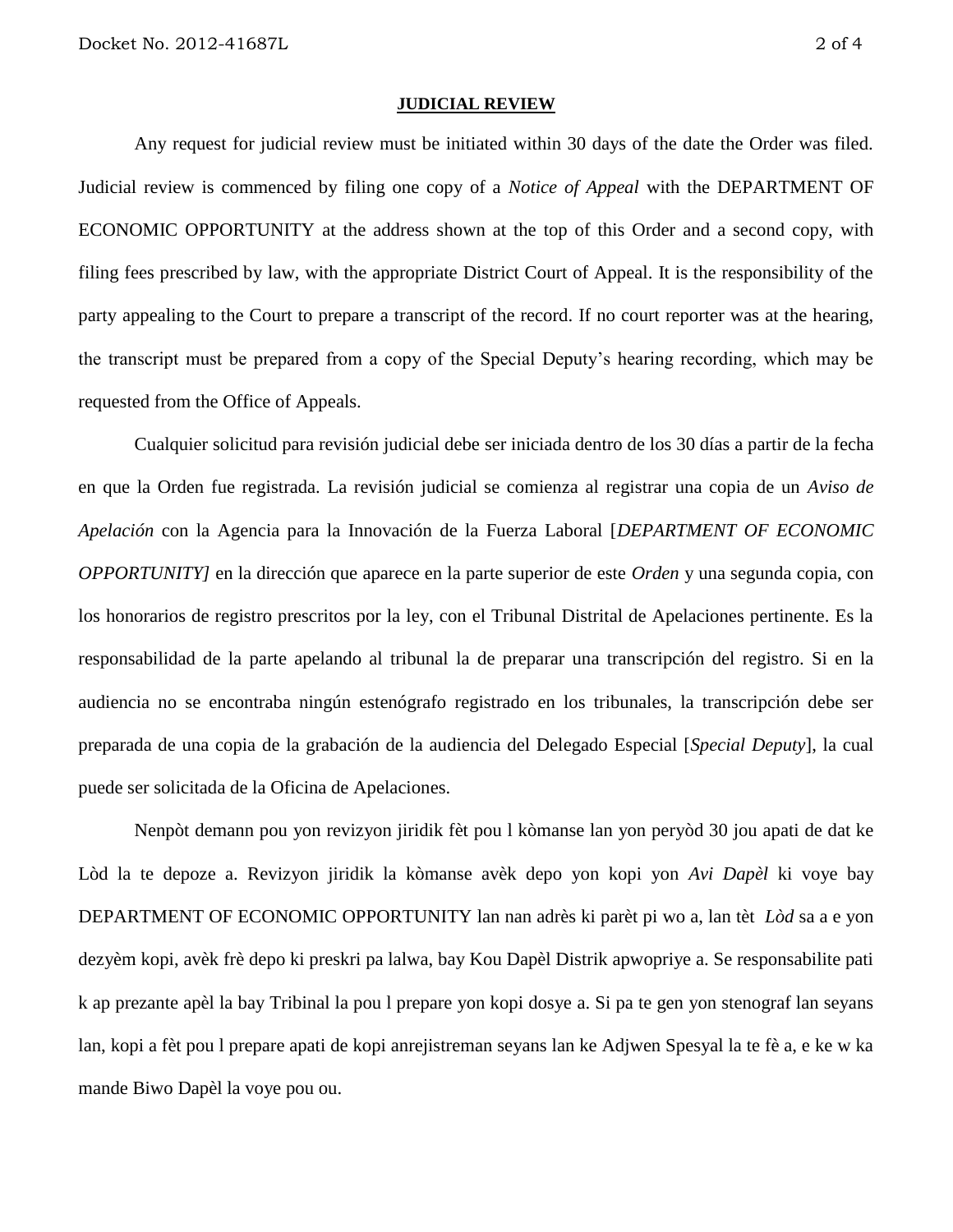**JUDICIAL REVIEW**

Any request for judicial review must be initiated within 30 days of the date the Order was filed. Judicial review is commenced by filing one copy of a *Notice of Appeal* with the DEPARTMENT OF ECONOMIC OPPORTUNITY at the address shown at the top of this Order and a second copy, with filing fees prescribed by law, with the appropriate District Court of Appeal. It is the responsibility of the party appealing to the Court to prepare a transcript of the record. If no court reporter was at the hearing, the transcript must be prepared from a copy of the Special Deputy's hearing recording, which may be requested from the Office of Appeals.

Cualquier solicitud para revisión judicial debe ser iniciada dentro de los 30 días a partir de la fecha en que la Orden fue registrada. La revisión judicial se comienza al registrar una copia de un *Aviso de Apelación* con la Agencia para la Innovación de la Fuerza Laboral [*DEPARTMENT OF ECONOMIC OPPORTUNITY]* en la dirección que aparece en la parte superior de este *Orden* y una segunda copia, con los honorarios de registro prescritos por la ley, con el Tribunal Distrital de Apelaciones pertinente. Es la responsabilidad de la parte apelando al tribunal la de preparar una transcripción del registro. Si en la audiencia no se encontraba ningún estenógrafo registrado en los tribunales, la transcripción debe ser preparada de una copia de la grabación de la audiencia del Delegado Especial [*Special Deputy*], la cual puede ser solicitada de la Oficina de Apelaciones.

Nenpòt demann pou yon revizyon jiridik fèt pou l kòmanse lan yon peryòd 30 jou apati de dat ke Lòd la te depoze a. Revizyon jiridik la kòmanse avèk depo yon kopi yon *Avi Dapèl* ki voye bay DEPARTMENT OF ECONOMIC OPPORTUNITY lan nan adrès ki parèt pi wo a, lan tèt *Lòd* sa a e yon dezyèm kopi, avèk frè depo ki preskri pa lalwa, bay Kou Dapèl Distrik apwopriye a. Se responsabilite pati k ap prezante apèl la bay Tribinal la pou l prepare yon kopi dosye a. Si pa te gen yon stenograf lan seyans lan, kopi a fèt pou l prepare apati de kopi anrejistreman seyans lan ke Adjwen Spesyal la te fè a, e ke w ka mande Biwo Dapèl la voye pou ou.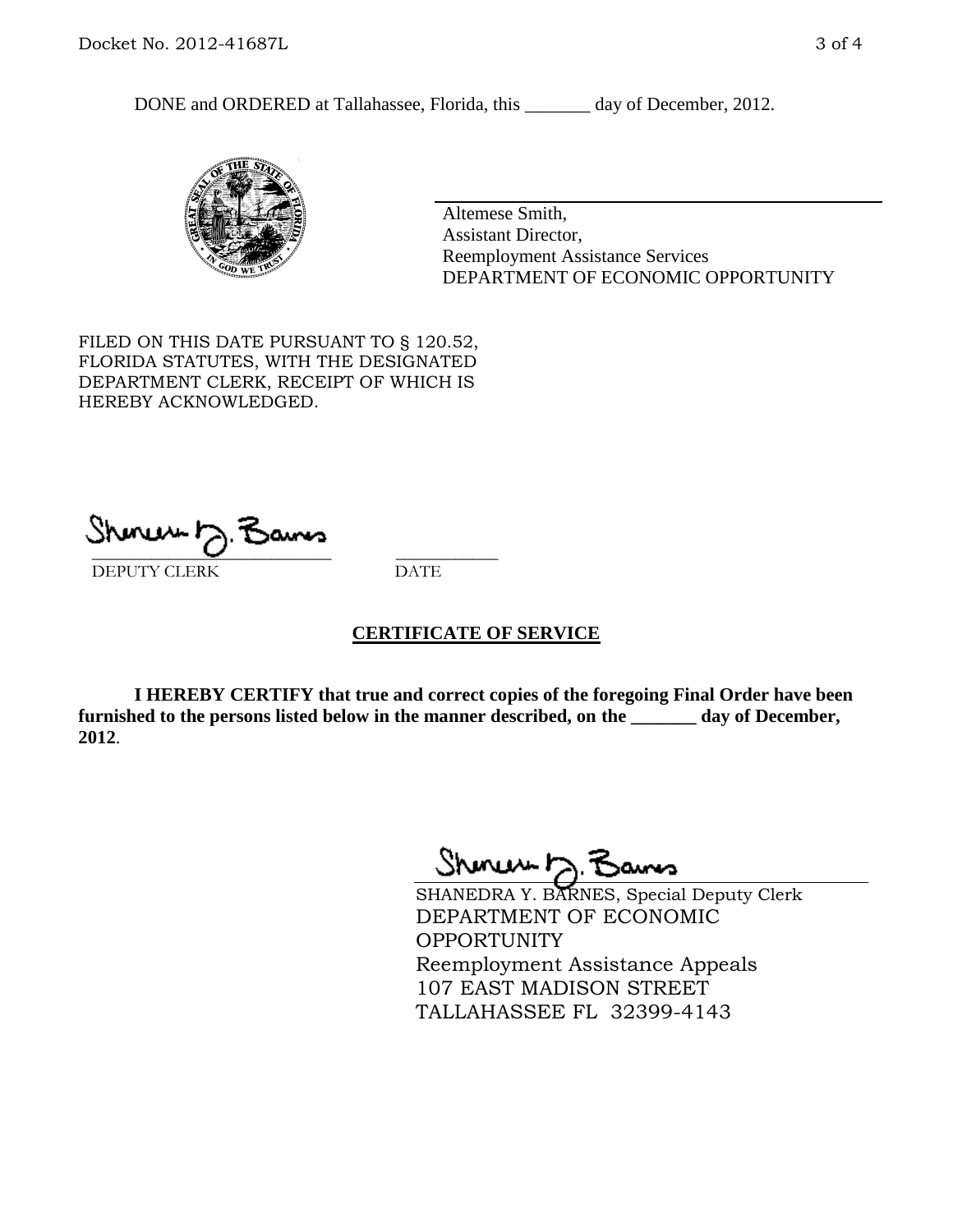DONE and ORDERED at Tallahassee, Florida, this _______ day of December, 2012.

Altemese Smith,
Assistant Director,
Reemployment Assistance Services
DEPARTMENT OF ECONOMIC OPPORTUNITY

FILED ON THIS DATE PURSUANT TO § 120.52, FLORIDA STATUTES, WITH THE DESIGNATED DEPARTMENT CLERK, RECEIPT OF WHICH IS HEREBY ACKNOWLEDGED.

___________________________ ___________
DEPUTY CLERK DATE

**CERTIFICATE OF SERVICE**

**I HEREBY CERTIFY that true and correct copies of the foregoing Final Order have been furnished to the persons listed below in the manner described, on the _______ day of December, 2012**.

SHANEDRA Y. BARNES, Special Deputy Clerk
DEPARTMENT OF ECONOMIC OPPORTUNITY
Reemployment Assistance Appeals
107 EAST MADISON STREET
TALLAHASSEE FL 32399-4143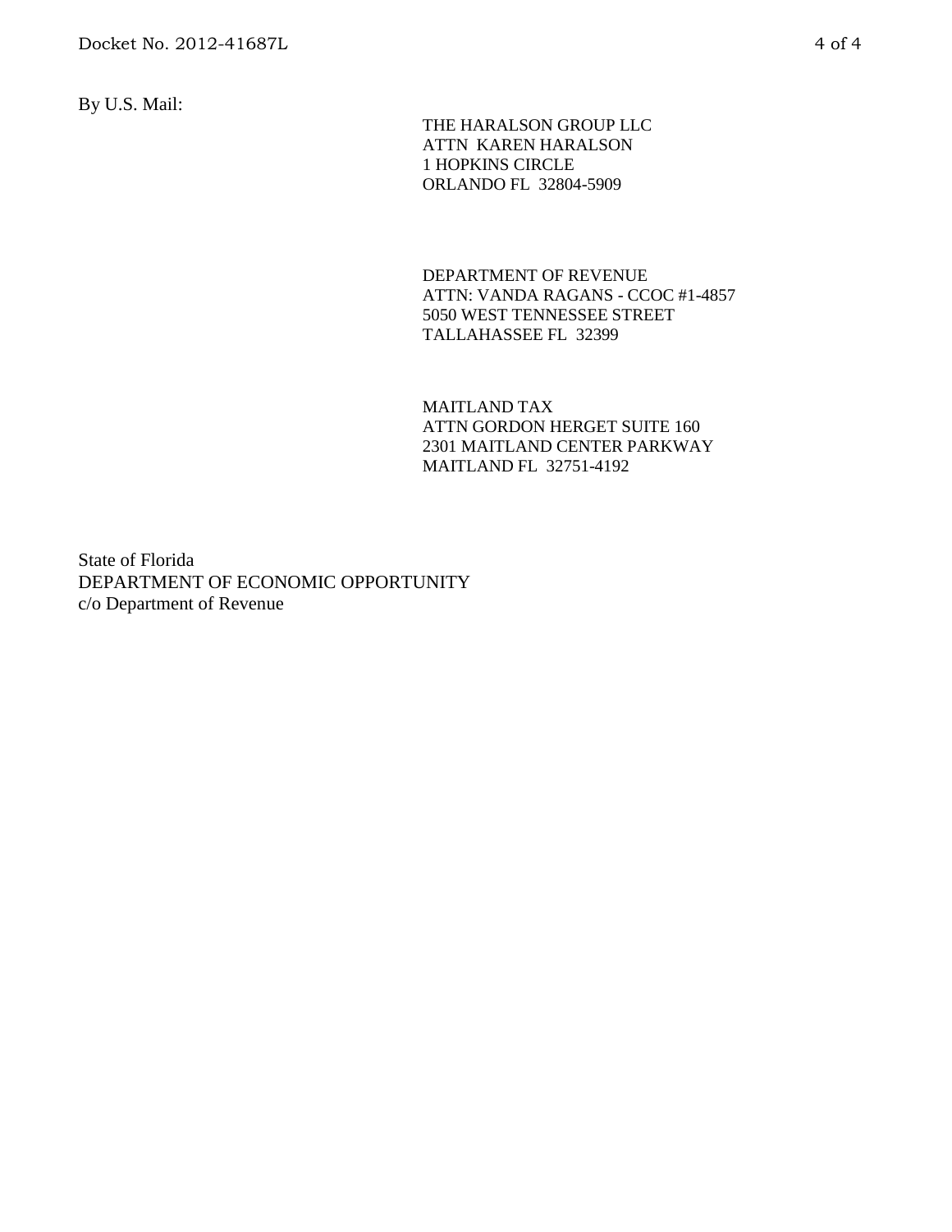By U.S. Mail:

THE HARALSON GROUP LLC
ATTN KAREN HARALSON
1 HOPKINS CIRCLE
ORLANDO FL 32804-5909

DEPARTMENT OF REVENUE
ATTN: VANDA RAGANS - CCOC #1-4857
5050 WEST TENNESSEE STREET
TALLAHASSEE FL 32399

MAITLAND TAX
ATTN GORDON HERGET SUITE 160
2301 MAITLAND CENTER PARKWAY
MAITLAND FL 32751-4192

State of Florida
DEPARTMENT OF ECONOMIC OPPORTUNITY
c/o Department of Revenue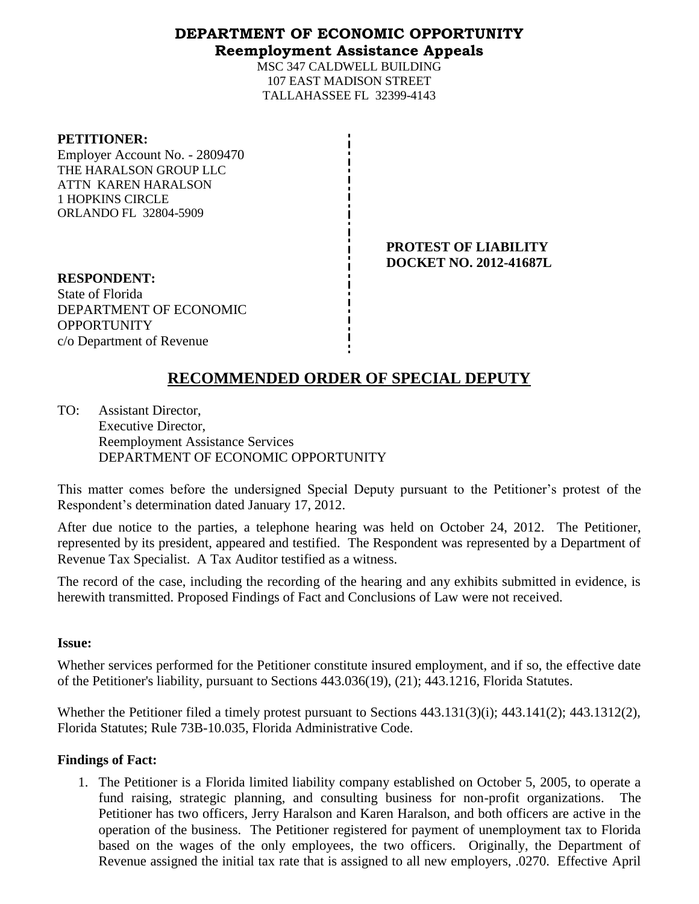# DEPARTMENT OF ECONOMIC OPPORTUNITY
## Reemployment Assistance Appeals

MSC 347 CALDWELL BUILDING
107 EAST MADISON STREET
TALLAHASSEE FL 32399-4143

**PETITIONER:**
Employer Account No. - 2809470
THE HARALSON GROUP LLC
ATTN KAREN HARALSON
1 HOPKINS CIRCLE
ORLANDO FL 32804-5909

**PROTEST OF LIABILITY**
**DOCKET NO. 2012-41687L**

**RESPONDENT:**
State of Florida
DEPARTMENT OF ECONOMIC OPPORTUNITY
c/o Department of Revenue

## RECOMMENDED ORDER OF SPECIAL DEPUTY

TO: Assistant Director,
Executive Director,
Reemployment Assistance Services
DEPARTMENT OF ECONOMIC OPPORTUNITY

This matter comes before the undersigned Special Deputy pursuant to the Petitioner's protest of the Respondent's determination dated January 17, 2012.

After due notice to the parties, a telephone hearing was held on October 24, 2012. The Petitioner, represented by its president, appeared and testified. The Respondent was represented by a Department of Revenue Tax Specialist. A Tax Auditor testified as a witness.

The record of the case, including the recording of the hearing and any exhibits submitted in evidence, is herewith transmitted. Proposed Findings of Fact and Conclusions of Law were not received.

### Issue:

Whether services performed for the Petitioner constitute insured employment, and if so, the effective date of the Petitioner's liability, pursuant to Sections 443.036(19), (21); 443.1216, Florida Statutes.

Whether the Petitioner filed a timely protest pursuant to Sections 443.131(3)(i); 443.141(2); 443.1312(2), Florida Statutes; Rule 73B-10.035, Florida Administrative Code.

### Findings of Fact:

1. The Petitioner is a Florida limited liability company established on October 5, 2005, to operate a fund raising, strategic planning, and consulting business for non-profit organizations. The Petitioner has two officers, Jerry Haralson and Karen Haralson, and both officers are active in the operation of the business. The Petitioner registered for payment of unemployment tax to Florida based on the wages of the only employees, the two officers. Originally, the Department of Revenue assigned the initial tax rate that is assigned to all new employers, .0270. Effective April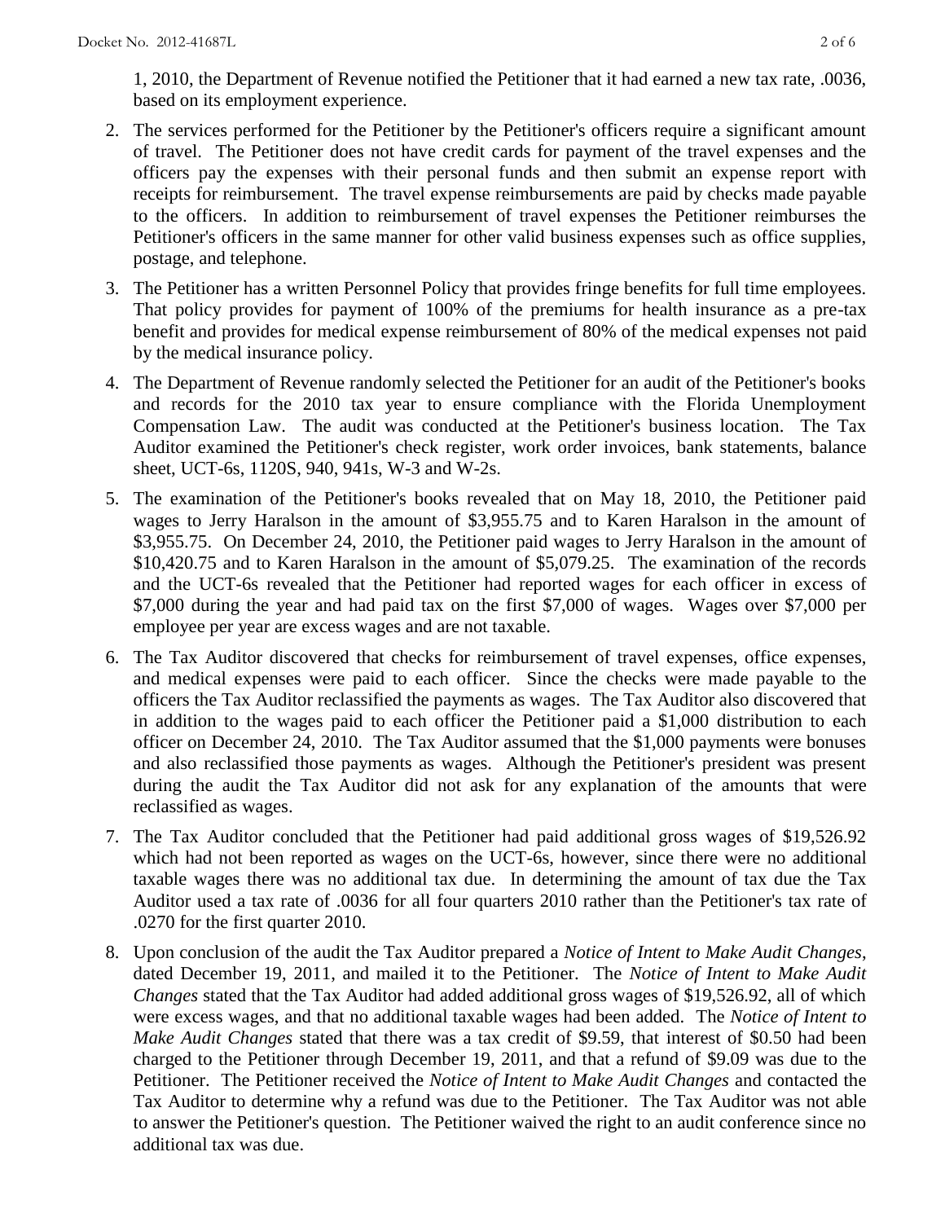1, 2010, the Department of Revenue notified the Petitioner that it had earned a new tax rate, .0036, based on its employment experience.

2. The services performed for the Petitioner by the Petitioner's officers require a significant amount of travel. The Petitioner does not have credit cards for payment of the travel expenses and the officers pay the expenses with their personal funds and then submit an expense report with receipts for reimbursement. The travel expense reimbursements are paid by checks made payable to the officers. In addition to reimbursement of travel expenses the Petitioner reimburses the Petitioner's officers in the same manner for other valid business expenses such as office supplies, postage, and telephone.

3. The Petitioner has a written Personnel Policy that provides fringe benefits for full time employees. That policy provides for payment of 100% of the premiums for health insurance as a pre-tax benefit and provides for medical expense reimbursement of 80% of the medical expenses not paid by the medical insurance policy.

4. The Department of Revenue randomly selected the Petitioner for an audit of the Petitioner's books and records for the 2010 tax year to ensure compliance with the Florida Unemployment Compensation Law. The audit was conducted at the Petitioner's business location. The Tax Auditor examined the Petitioner's check register, work order invoices, bank statements, balance sheet, UCT-6s, 1120S, 940, 941s, W-3 and W-2s.

5. The examination of the Petitioner's books revealed that on May 18, 2010, the Petitioner paid wages to Jerry Haralson in the amount of $3,955.75 and to Karen Haralson in the amount of $3,955.75. On December 24, 2010, the Petitioner paid wages to Jerry Haralson in the amount of $10,420.75 and to Karen Haralson in the amount of $5,079.25. The examination of the records and the UCT-6s revealed that the Petitioner had reported wages for each officer in excess of $7,000 during the year and had paid tax on the first $7,000 of wages. Wages over $7,000 per employee per year are excess wages and are not taxable.

6. The Tax Auditor discovered that checks for reimbursement of travel expenses, office expenses, and medical expenses were paid to each officer. Since the checks were made payable to the officers the Tax Auditor reclassified the payments as wages. The Tax Auditor also discovered that in addition to the wages paid to each officer the Petitioner paid a $1,000 distribution to each officer on December 24, 2010. The Tax Auditor assumed that the $1,000 payments were bonuses and also reclassified those payments as wages. Although the Petitioner's president was present during the audit the Tax Auditor did not ask for any explanation of the amounts that were reclassified as wages.

7. The Tax Auditor concluded that the Petitioner had paid additional gross wages of $19,526.92 which had not been reported as wages on the UCT-6s, however, since there were no additional taxable wages there was no additional tax due. In determining the amount of tax due the Tax Auditor used a tax rate of .0036 for all four quarters 2010 rather than the Petitioner's tax rate of .0270 for the first quarter 2010.

8. Upon conclusion of the audit the Tax Auditor prepared a *Notice of Intent to Make Audit Changes*, dated December 19, 2011, and mailed it to the Petitioner. The *Notice of Intent to Make Audit Changes* stated that the Tax Auditor had added additional gross wages of $19,526.92, all of which were excess wages, and that no additional taxable wages had been added. The *Notice of Intent to Make Audit Changes* stated that there was a tax credit of $9.59, that interest of $0.50 had been charged to the Petitioner through December 19, 2011, and that a refund of $9.09 was due to the Petitioner. The Petitioner received the *Notice of Intent to Make Audit Changes* and contacted the Tax Auditor to determine why a refund was due to the Petitioner. The Tax Auditor was not able to answer the Petitioner's question. The Petitioner waived the right to an audit conference since no additional tax was due.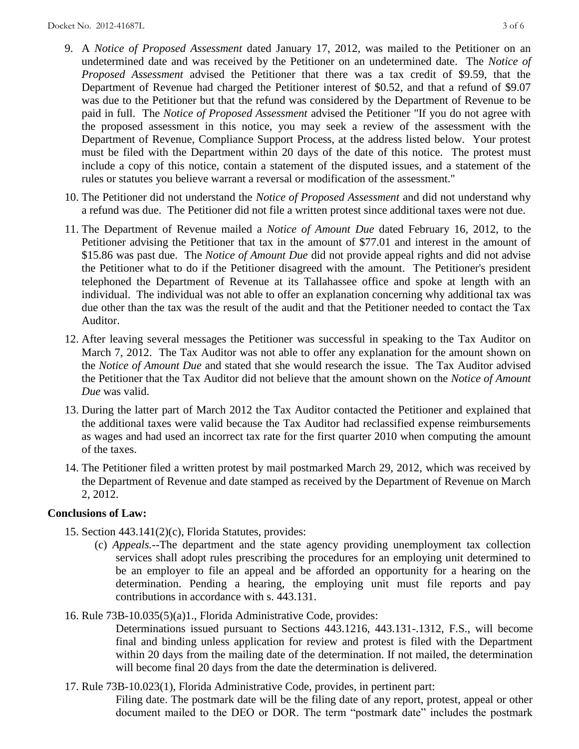9. A *Notice of Proposed Assessment* dated January 17, 2012, was mailed to the Petitioner on an undetermined date and was received by the Petitioner on an undetermined date. The *Notice of Proposed Assessment* advised the Petitioner that there was a tax credit of $9.59, that the Department of Revenue had charged the Petitioner interest of $0.52, and that a refund of $9.07 was due to the Petitioner but that the refund was considered by the Department of Revenue to be paid in full. The *Notice of Proposed Assessment* advised the Petitioner "If you do not agree with the proposed assessment in this notice, you may seek a review of the assessment with the Department of Revenue, Compliance Support Process, at the address listed below. Your protest must be filed with the Department within 20 days of the date of this notice. The protest must include a copy of this notice, contain a statement of the disputed issues, and a statement of the rules or statutes you believe warrant a reversal or modification of the assessment."

10. The Petitioner did not understand the *Notice of Proposed Assessment* and did not understand why a refund was due. The Petitioner did not file a written protest since additional taxes were not due.

11. The Department of Revenue mailed a *Notice of Amount Due* dated February 16, 2012, to the Petitioner advising the Petitioner that tax in the amount of $77.01 and interest in the amount of $15.86 was past due. The *Notice of Amount Due* did not provide appeal rights and did not advise the Petitioner what to do if the Petitioner disagreed with the amount. The Petitioner's president telephoned the Department of Revenue at its Tallahassee office and spoke at length with an individual. The individual was not able to offer an explanation concerning why additional tax was due other than the tax was the result of the audit and that the Petitioner needed to contact the Tax Auditor.

12. After leaving several messages the Petitioner was successful in speaking to the Tax Auditor on March 7, 2012. The Tax Auditor was not able to offer any explanation for the amount shown on the *Notice of Amount Due* and stated that she would research the issue. The Tax Auditor advised the Petitioner that the Tax Auditor did not believe that the amount shown on the *Notice of Amount Due* was valid.

13. During the latter part of March 2012 the Tax Auditor contacted the Petitioner and explained that the additional taxes were valid because the Tax Auditor had reclassified expense reimbursements as wages and had used an incorrect tax rate for the first quarter 2010 when computing the amount of the taxes.

14. The Petitioner filed a written protest by mail postmarked March 29, 2012, which was received by the Department of Revenue and date stamped as received by the Department of Revenue on March 2, 2012.

**Conclusions of Law:**

15. Section 443.141(2)(c), Florida Statutes, provides:

    (c) *Appeals.*--The department and the state agency providing unemployment tax collection services shall adopt rules prescribing the procedures for an employing unit determined to be an employer to file an appeal and be afforded an opportunity for a hearing on the determination. Pending a hearing, the employing unit must file reports and pay contributions in accordance with s. 443.131.

16. Rule 73B-10.035(5)(a)1., Florida Administrative Code, provides:

    Determinations issued pursuant to Sections 443.1216, 443.131-.1312, F.S., will become final and binding unless application for review and protest is filed with the Department within 20 days from the mailing date of the determination. If not mailed, the determination will become final 20 days from the date the determination is delivered.

17. Rule 73B-10.023(1), Florida Administrative Code, provides, in pertinent part:

    Filing date. The postmark date will be the filing date of any report, protest, appeal or other document mailed to the DEO or DOR. The term "postmark date" includes the postmark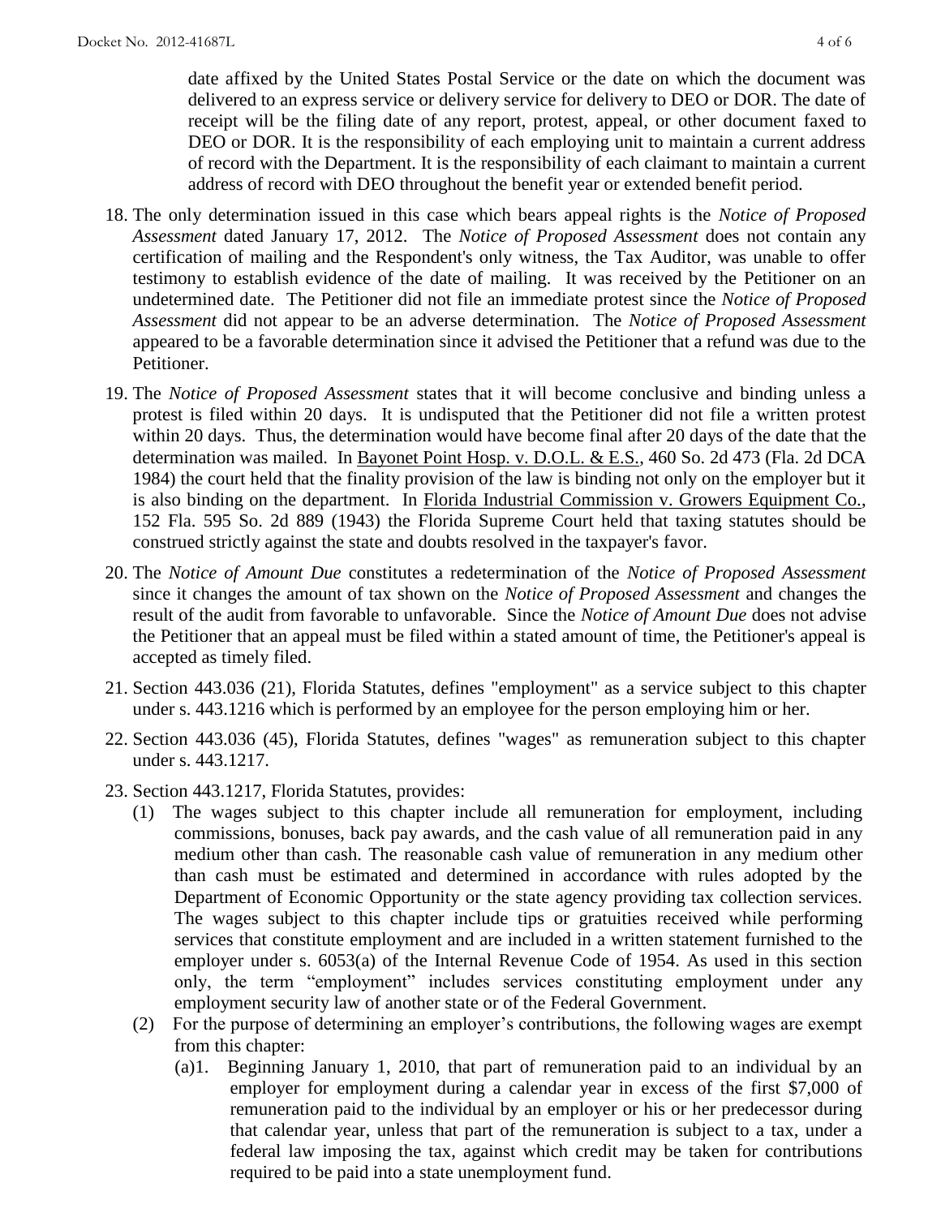date affixed by the United States Postal Service or the date on which the document was delivered to an express service or delivery service for delivery to DEO or DOR. The date of receipt will be the filing date of any report, protest, appeal, or other document faxed to DEO or DOR. It is the responsibility of each employing unit to maintain a current address of record with the Department. It is the responsibility of each claimant to maintain a current address of record with DEO throughout the benefit year or extended benefit period.

18. The only determination issued in this case which bears appeal rights is the *Notice of Proposed Assessment* dated January 17, 2012. The *Notice of Proposed Assessment* does not contain any certification of mailing and the Respondent's only witness, the Tax Auditor, was unable to offer testimony to establish evidence of the date of mailing. It was received by the Petitioner on an undetermined date. The Petitioner did not file an immediate protest since the *Notice of Proposed Assessment* did not appear to be an adverse determination. The *Notice of Proposed Assessment* appeared to be a favorable determination since it advised the Petitioner that a refund was due to the Petitioner.

19. The *Notice of Proposed Assessment* states that it will become conclusive and binding unless a protest is filed within 20 days. It is undisputed that the Petitioner did not file a written protest within 20 days. Thus, the determination would have become final after 20 days of the date that the determination was mailed. In Bayonet Point Hosp. v. D.O.L. & E.S., 460 So. 2d 473 (Fla. 2d DCA 1984) the court held that the finality provision of the law is binding not only on the employer but it is also binding on the department. In Florida Industrial Commission v. Growers Equipment Co., 152 Fla. 595 So. 2d 889 (1943) the Florida Supreme Court held that taxing statutes should be construed strictly against the state and doubts resolved in the taxpayer's favor.

20. The *Notice of Amount Due* constitutes a redetermination of the *Notice of Proposed Assessment* since it changes the amount of tax shown on the *Notice of Proposed Assessment* and changes the result of the audit from favorable to unfavorable. Since the *Notice of Amount Due* does not advise the Petitioner that an appeal must be filed within a stated amount of time, the Petitioner's appeal is accepted as timely filed.

21. Section 443.036 (21), Florida Statutes, defines "employment" as a service subject to this chapter under s. 443.1216 which is performed by an employee for the person employing him or her.

22. Section 443.036 (45), Florida Statutes, defines "wages" as remuneration subject to this chapter under s. 443.1217.

23. Section 443.1217, Florida Statutes, provides:
    (1) The wages subject to this chapter include all remuneration for employment, including commissions, bonuses, back pay awards, and the cash value of all remuneration paid in any medium other than cash. The reasonable cash value of remuneration in any medium other than cash must be estimated and determined in accordance with rules adopted by the Department of Economic Opportunity or the state agency providing tax collection services. The wages subject to this chapter include tips or gratuities received while performing services that constitute employment and are included in a written statement furnished to the employer under s. 6053(a) of the Internal Revenue Code of 1954. As used in this section only, the term "employment" includes services constituting employment under any employment security law of another state or of the Federal Government.
    (2) For the purpose of determining an employer's contributions, the following wages are exempt from this chapter:
        (a)1. Beginning January 1, 2010, that part of remuneration paid to an individual by an employer for employment during a calendar year in excess of the first $7,000 of remuneration paid to the individual by an employer or his or her predecessor during that calendar year, unless that part of the remuneration is subject to a tax, under a federal law imposing the tax, against which credit may be taken for contributions required to be paid into a state unemployment fund.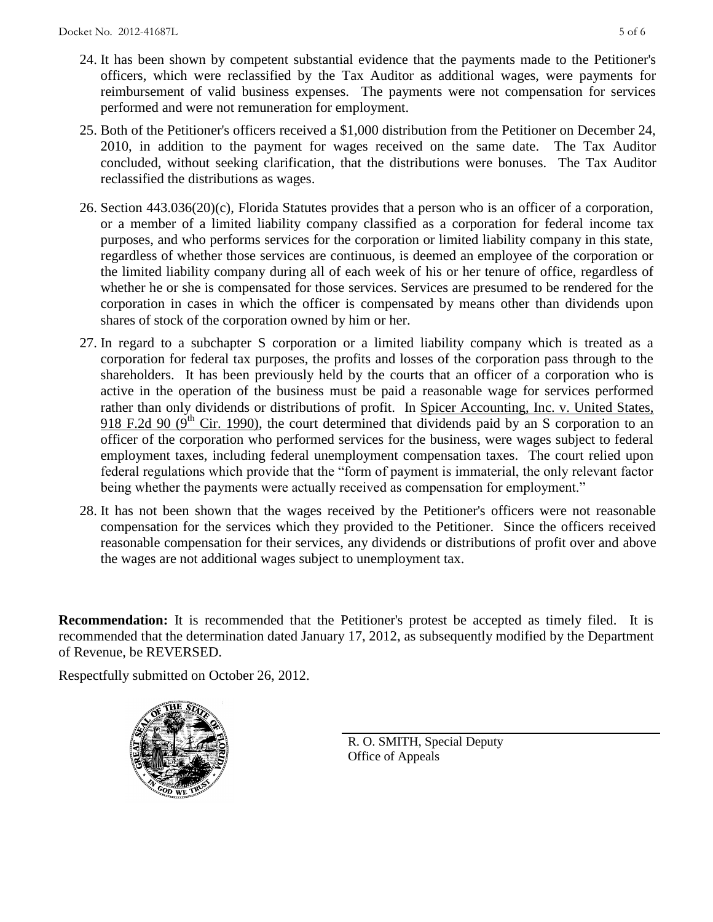24. It has been shown by competent substantial evidence that the payments made to the Petitioner's officers, which were reclassified by the Tax Auditor as additional wages, were payments for reimbursement of valid business expenses. The payments were not compensation for services performed and were not remuneration for employment.

25. Both of the Petitioner's officers received a $1,000 distribution from the Petitioner on December 24, 2010, in addition to the payment for wages received on the same date. The Tax Auditor concluded, without seeking clarification, that the distributions were bonuses. The Tax Auditor reclassified the distributions as wages.

26. Section 443.036(20)(c), Florida Statutes provides that a person who is an officer of a corporation, or a member of a limited liability company classified as a corporation for federal income tax purposes, and who performs services for the corporation or limited liability company in this state, regardless of whether those services are continuous, is deemed an employee of the corporation or the limited liability company during all of each week of his or her tenure of office, regardless of whether he or she is compensated for those services. Services are presumed to be rendered for the corporation in cases in which the officer is compensated by means other than dividends upon shares of stock of the corporation owned by him or her.

27. In regard to a subchapter S corporation or a limited liability company which is treated as a corporation for federal tax purposes, the profits and losses of the corporation pass through to the shareholders. It has been previously held by the courts that an officer of a corporation who is active in the operation of the business must be paid a reasonable wage for services performed rather than only dividends or distributions of profit. In Spicer Accounting, Inc. v. United States, 918 F.2d 90 (9th Cir. 1990), the court determined that dividends paid by an S corporation to an officer of the corporation who performed services for the business, were wages subject to federal employment taxes, including federal unemployment compensation taxes. The court relied upon federal regulations which provide that the "form of payment is immaterial, the only relevant factor being whether the payments were actually received as compensation for employment."

28. It has not been shown that the wages received by the Petitioner's officers were not reasonable compensation for the services which they provided to the Petitioner. Since the officers received reasonable compensation for their services, any dividends or distributions of profit over and above the wages are not additional wages subject to unemployment tax.

**Recommendation:** It is recommended that the Petitioner's protest be accepted as timely filed. It is recommended that the determination dated January 17, 2012, as subsequently modified by the Department of Revenue, be REVERSED.

Respectfully submitted on October 26, 2012.

R. O. SMITH, Special Deputy
Office of Appeals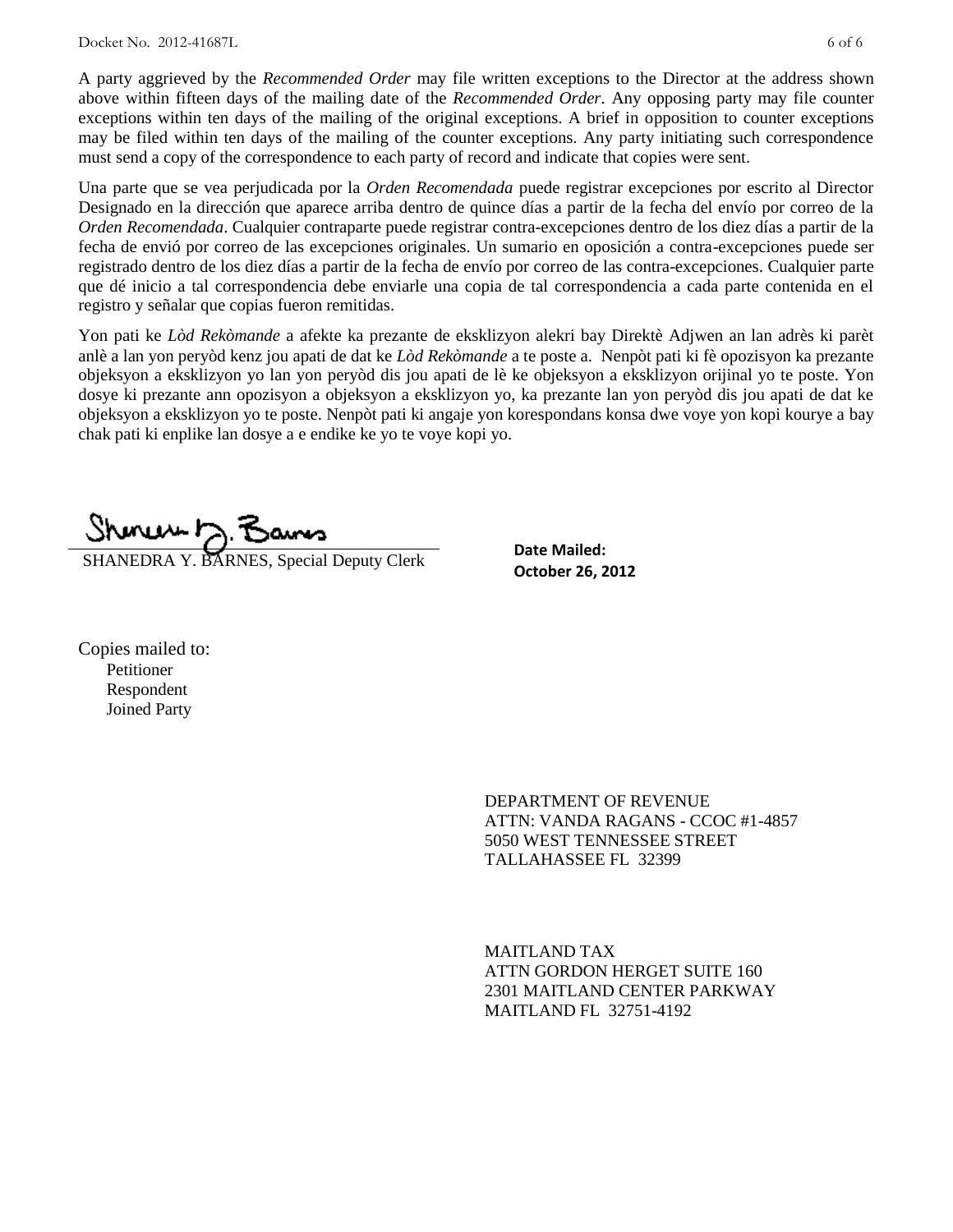A party aggrieved by the *Recommended Order* may file written exceptions to the Director at the address shown above within fifteen days of the mailing date of the *Recommended Order*. Any opposing party may file counter exceptions within ten days of the mailing of the original exceptions. A brief in opposition to counter exceptions may be filed within ten days of the mailing of the counter exceptions. Any party initiating such correspondence must send a copy of the correspondence to each party of record and indicate that copies were sent.

Una parte que se vea perjudicada por la *Orden Recomendada* puede registrar excepciones por escrito al Director Designado en la dirección que aparece arriba dentro de quince días a partir de la fecha del envío por correo de la *Orden Recomendada*. Cualquier contraparte puede registrar contra-excepciones dentro de los diez días a partir de la fecha de envió por correo de las excepciones originales. Un sumario en oposición a contra-excepciones puede ser registrado dentro de los diez días a partir de la fecha de envío por correo de las contra-excepciones. Cualquier parte que dé inicio a tal correspondencia debe enviarle una copia de tal correspondencia a cada parte contenida en el registro y señalar que copias fueron remitidas.

Yon pati ke *Lòd Rekòmande* a afekte ka prezante de eksklizyon alekri bay Direktè Adjwen an lan adrès ki parèt anlè a lan yon peryòd kenz jou apati de dat ke *Lòd Rekòmande* a te poste a. Nenpòt pati ki fè opozisyon ka prezante objeksyon a eksklizyon yo lan yon peryòd dis jou apati de lè ke objeksyon a eksklizyon orijinal yo te poste. Yon dosye ki prezante ann opozisyon a objeksyon a eksklizyon yo, ka prezante lan yon peryòd dis jou apati de dat ke objeksyon a eksklizyon yo te poste. Nenpòt pati ki angaje yon korespondans konsa dwe voye yon kopi kourye a bay chak pati ki enplike lan dosye a e endike ke yo te voye kopi yo.

SHANEDRA Y. BARNES, Special Deputy Clerk

**Date Mailed:**
**October 26, 2012**

Copies mailed to:
Petitioner
Respondent
Joined Party

DEPARTMENT OF REVENUE
ATTN: VANDA RAGANS - CCOC #1-4857
5050 WEST TENNESSEE STREET
TALLAHASSEE FL 32399

MAITLAND TAX
ATTN GORDON HERGET SUITE 160
2301 MAITLAND CENTER PARKWAY
MAITLAND FL 32751-4192